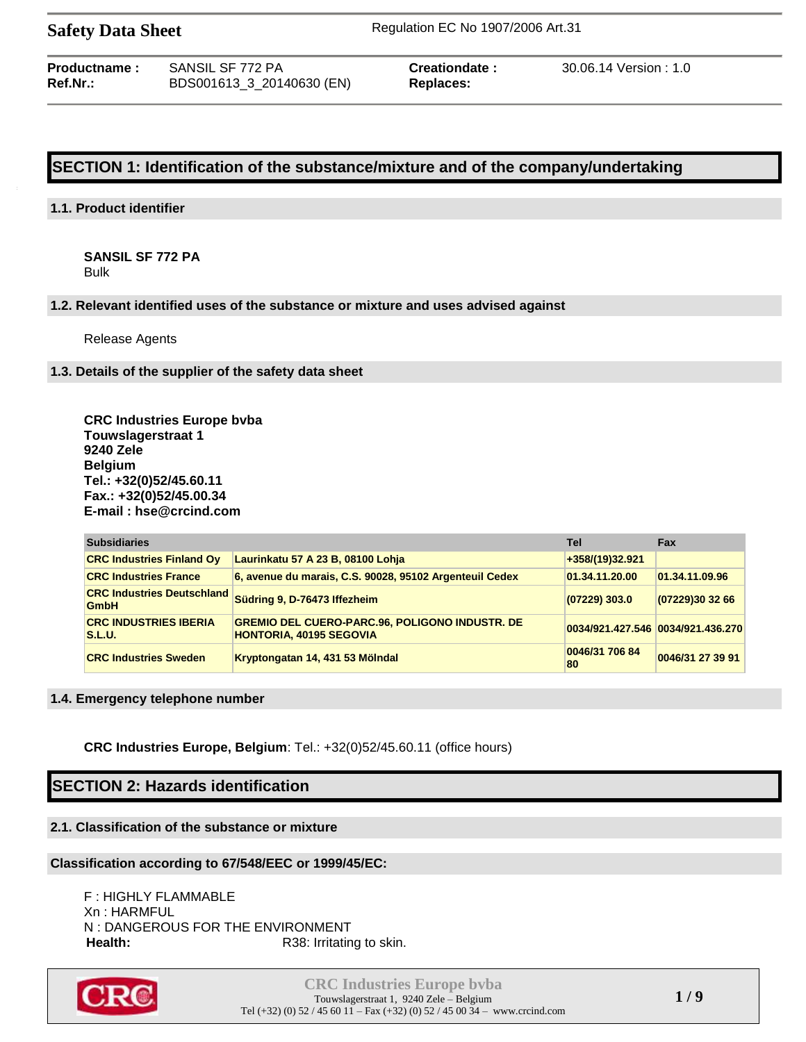**Safety Data Sheet** | Regulation EC No 1907/2006 Art.31

| **Productname :** | SANSIL SF 772 PA | **Creationdate :** | 30.06.14 Version : 1.0 |
|---|---|---|---|
| **Ref.Nr.:** | BDS001613_3_20140630 (EN) | **Replaces:** | |

# SECTION 1: Identification of the substance/mixture and of the company/undertaking

## 1.1. Product identifier

**SANSIL SF 772 PA**
Bulk

## 1.2. Relevant identified uses of the substance or mixture and uses advised against

Release Agents

## 1.3. Details of the supplier of the safety data sheet

**CRC Industries Europe bvba**
**Touwslagerstraat 1**
**9240 Zele**
**Belgium**
**Tel.: +32(0)52/45.60.11**
**Fax.: +32(0)52/45.00.34**
**E-mail : hse@crcind.com**

| Subsidiaries | | Tel | Fax |
|---|---|---|---|
| CRC Industries Finland Oy | Laurinkatu 57 A 23 B, 08100 Lohja | +358/(19)32.921 | |
| CRC Industries France | 6, avenue du marais, C.S. 90028, 95102 Argenteuil Cedex | 01.34.11.20.00 | 01.34.11.09.96 |
| CRC Industries Deutschland GmbH | Südring 9, D-76473 Iffezheim | (07229) 303.0 | (07229)30 32 66 |
| CRC INDUSTRIES IBERIA S.L.U. | GREMIO DEL CUERO-PARC.96, POLIGONO INDUSTR. DE HONTORIA, 40195 SEGOVIA | 0034/921.427.546 | 0034/921.436.270 |
| CRC Industries Sweden | Kryptongatan 14, 431 53 Mölndal | 0046/31 706 84 80 | 0046/31 27 39 91 |

## 1.4. Emergency telephone number

**CRC Industries Europe, Belgium**: Tel.: +32(0)52/45.60.11 (office hours)

# SECTION 2: Hazards identification

## 2.1. Classification of the substance or mixture

### Classification according to 67/548/EEC or 1999/45/EC:

F : HIGHLY FLAMMABLE
Xn : HARMFUL
N : DANGEROUS FOR THE ENVIRONMENT

**Health:** R38: Irritating to skin.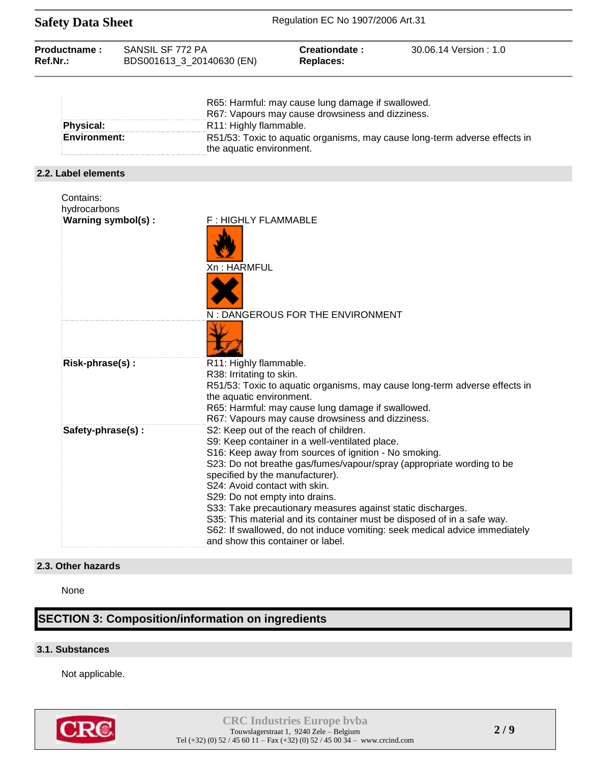| | |
|---|---|
| | R65: Harmful: may cause lung damage if swallowed.<br>R67: Vapours may cause drowsiness and dizziness. |
| **Physical:** | R11: Highly flammable. |
| **Environment:** | R51/53: Toxic to aquatic organisms, may cause long-term adverse effects in the aquatic environment. |

### 2.2. Label elements

Contains:
hydrocarbons

| | |
|---|---|
| **Warning symbol(s) :** | F : HIGHLY FLAMMABLE<br>Xn : HARMFUL<br>N : DANGEROUS FOR THE ENVIRONMENT |
| **Risk-phrase(s) :** | R11: Highly flammable.<br>R38: Irritating to skin.<br>R51/53: Toxic to aquatic organisms, may cause long-term adverse effects in the aquatic environment.<br>R65: Harmful: may cause lung damage if swallowed.<br>R67: Vapours may cause drowsiness and dizziness. |
| **Safety-phrase(s) :** | S2: Keep out of the reach of children.<br>S9: Keep container in a well-ventilated place.<br>S16: Keep away from sources of ignition - No smoking.<br>S23: Do not breathe gas/fumes/vapour/spray (appropriate wording to be specified by the manufacturer).<br>S24: Avoid contact with skin.<br>S29: Do not empty into drains.<br>S33: Take precautionary measures against static discharges.<br>S35: This material and its container must be disposed of in a safe way.<br>S62: If swallowed, do not induce vomiting: seek medical advice immediately and show this container or label. |

### 2.3. Other hazards

None

## SECTION 3: Composition/information on ingredients

### 3.1. Substances

Not applicable.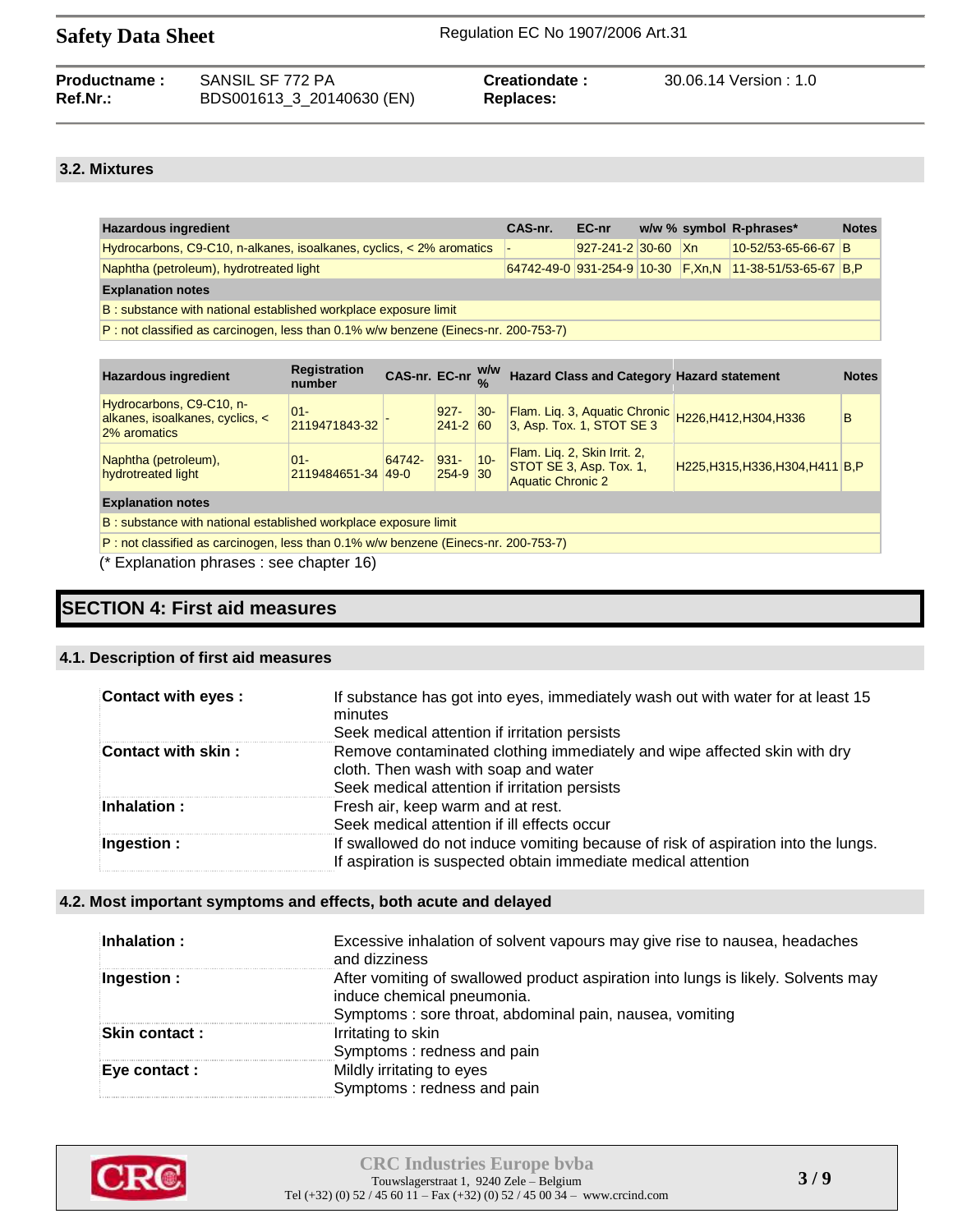### 3.2. Mixtures

| Hazardous ingredient | CAS-nr. | EC-nr | w/w % | symbol | R-phrases* | Notes |
|---|---|---|---|---|---|---|
| Hydrocarbons, C9-C10, n-alkanes, isoalkanes, cyclics, < 2% aromatics | - | 927-241-2 | 30-60 | Xn | 10-52/53-65-66-67 | B |
| Naphtha (petroleum), hydrotreated light | 64742-49-0 | 931-254-9 | 10-30 | F,Xn,N | 11-38-51/53-65-67 | B,P |
| **Explanation notes** | | | | | | |
| B : substance with national established workplace exposure limit | | | | | | |
| P : not classified as carcinogen, less than 0.1% w/w benzene (Einecs-nr. 200-753-7) | | | | | | |

| Hazardous ingredient | Registration number | CAS-nr. | EC-nr | w/w % | Hazard Class and Category | Hazard statement | Notes |
|---|---|---|---|---|---|---|---|
| Hydrocarbons, C9-C10, n-alkanes, isoalkanes, cyclics, < 2% aromatics | 01-2119471843-32 | - | 927-241-2 | 30-60 | Flam. Liq. 3, Aquatic Chronic 3, Asp. Tox. 1, STOT SE 3 | H226,H412,H304,H336 | B |
| Naphtha (petroleum), hydrotreated light | 01-2119484651-34 | 64742-49-0 | 931-254-9 | 10-30 | Flam. Liq. 2, Skin Irrit. 2, STOT SE 3, Asp. Tox. 1, Aquatic Chronic 2 | H225,H315,H336,H304,H411 | B,P |
| **Explanation notes** | | | | | | | |
| B : substance with national established workplace exposure limit | | | | | | | |
| P : not classified as carcinogen, less than 0.1% w/w benzene (Einecs-nr. 200-753-7) | | | | | | | |

(* Explanation phrases : see chapter 16)

## SECTION 4: First aid measures

### 4.1. Description of first aid measures

| | |
|---|---|
| **Contact with eyes :** | If substance has got into eyes, immediately wash out with water for at least 15 minutes<br>Seek medical attention if irritation persists |
| **Contact with skin :** | Remove contaminated clothing immediately and wipe affected skin with dry cloth. Then wash with soap and water<br>Seek medical attention if irritation persists |
| **Inhalation :** | Fresh air, keep warm and at rest.<br>Seek medical attention if ill effects occur |
| **Ingestion :** | If swallowed do not induce vomiting because of risk of aspiration into the lungs.<br>If aspiration is suspected obtain immediate medical attention |

### 4.2. Most important symptoms and effects, both acute and delayed

| | |
|---|---|
| **Inhalation :** | Excessive inhalation of solvent vapours may give rise to nausea, headaches and dizziness |
| **Ingestion :** | After vomiting of swallowed product aspiration into lungs is likely. Solvents may induce chemical pneumonia.<br>Symptoms : sore throat, abdominal pain, nausea, vomiting |
| **Skin contact :** | Irritating to skin<br>Symptoms : redness and pain |
| **Eye contact :** | Mildly irritating to eyes<br>Symptoms : redness and pain |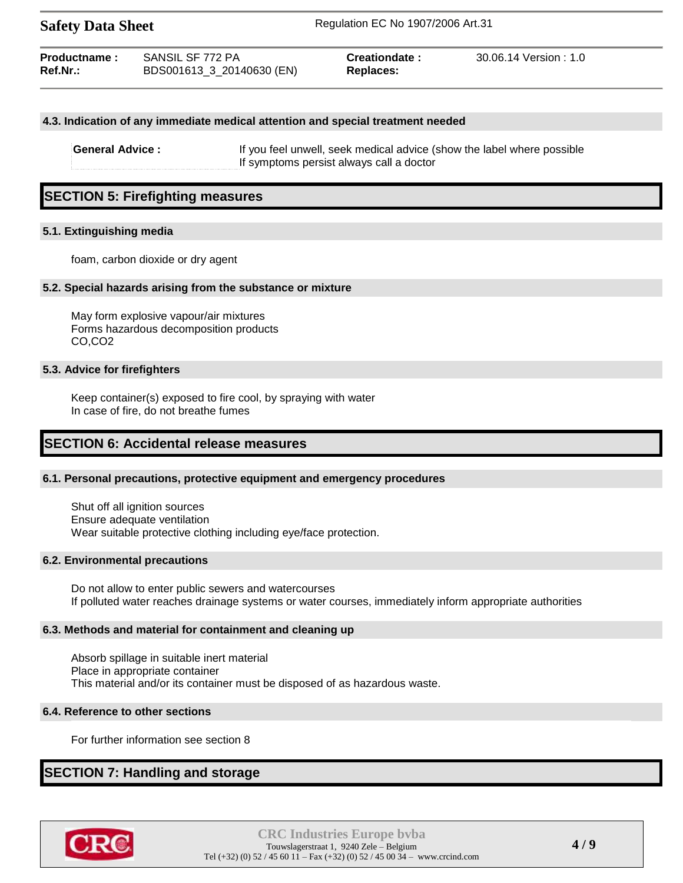### 4.3. Indication of any immediate medical attention and special treatment needed

**General Advice :** If you feel unwell, seek medical advice (show the label where possible
If symptoms persist always call a doctor

## SECTION 5: Firefighting measures

### 5.1. Extinguishing media

foam, carbon dioxide or dry agent

### 5.2. Special hazards arising from the substance or mixture

May form explosive vapour/air mixtures
Forms hazardous decomposition products
CO,$CO_2$

### 5.3. Advice for firefighters

Keep container(s) exposed to fire cool, by spraying with water
In case of fire, do not breathe fumes

## SECTION 6: Accidental release measures

### 6.1. Personal precautions, protective equipment and emergency procedures

Shut off all ignition sources
Ensure adequate ventilation
Wear suitable protective clothing including eye/face protection.

### 6.2. Environmental precautions

Do not allow to enter public sewers and watercourses
If polluted water reaches drainage systems or water courses, immediately inform appropriate authorities

### 6.3. Methods and material for containment and cleaning up

Absorb spillage in suitable inert material
Place in appropriate container
This material and/or its container must be disposed of as hazardous waste.

### 6.4. Reference to other sections

For further information see section 8

## SECTION 7: Handling and storage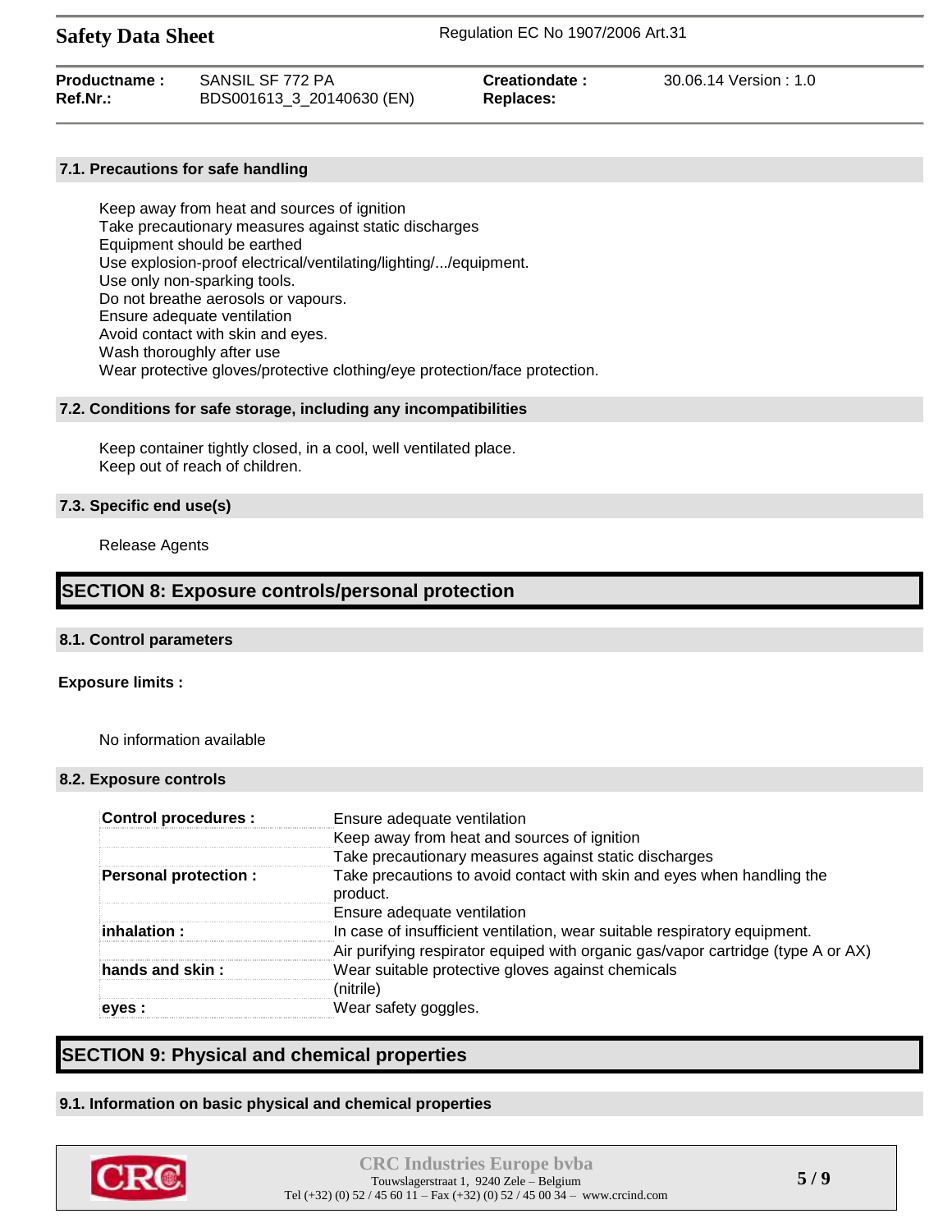### 7.1. Precautions for safe handling

Keep away from heat and sources of ignition
Take precautionary measures against static discharges
Equipment should be earthed
Use explosion-proof electrical/ventilating/lighting/.../equipment.
Use only non-sparking tools.
Do not breathe aerosols or vapours.
Ensure adequate ventilation
Avoid contact with skin and eyes.
Wash thoroughly after use
Wear protective gloves/protective clothing/eye protection/face protection.

### 7.2. Conditions for safe storage, including any incompatibilities

Keep container tightly closed, in a cool, well ventilated place.
Keep out of reach of children.

### 7.3. Specific end use(s)

Release Agents

## SECTION 8: Exposure controls/personal protection

### 8.1. Control parameters

**Exposure limits :**

No information available

### 8.2. Exposure controls

| | |
|---|---|
| **Control procedures :** | Ensure adequate ventilation |
| | Keep away from heat and sources of ignition |
| | Take precautionary measures against static discharges |
| **Personal protection :** | Take precautions to avoid contact with skin and eyes when handling the product. |
| | Ensure adequate ventilation |
| **inhalation :** | In case of insufficient ventilation, wear suitable respiratory equipment. |
| | Air purifying respirator equiped with organic gas/vapor cartridge (type A or AX) |
| **hands and skin :** | Wear suitable protective gloves against chemicals |
| | (nitrile) |
| **eyes :** | Wear safety goggles. |

## SECTION 9: Physical and chemical properties

### 9.1. Information on basic physical and chemical properties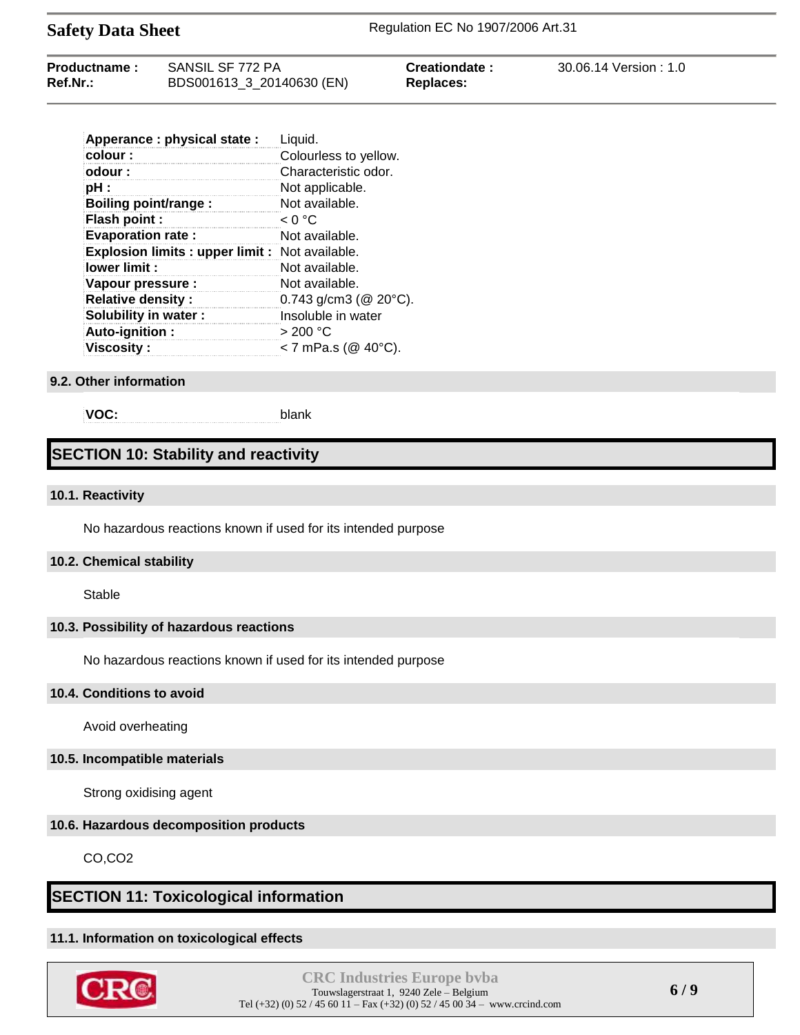| | |
|---|---|
| **Apperance : physical state :** | Liquid. |
| **colour :** | Colourless to yellow. |
| **odour :** | Characteristic odor. |
| **pH :** | Not applicable. |
| **Boiling point/range :** | Not available. |
| **Flash point :** | < 0 °C |
| **Evaporation rate :** | Not available. |
| **Explosion limits : upper limit :** | Not available. |
| **lower limit :** | Not available. |
| **Vapour pressure :** | Not available. |
| **Relative density :** | 0.743 g/cm3 (@ 20°C). |
| **Solubility in water :** | Insoluble in water |
| **Auto-ignition :** | > 200 °C |
| **Viscosity :** | < 7 mPa.s (@ 40°C). |

### 9.2. Other information

| | |
|---|---|
| **VOC:** | blank |

## SECTION 10: Stability and reactivity

### 10.1. Reactivity

No hazardous reactions known if used for its intended purpose

### 10.2. Chemical stability

Stable

### 10.3. Possibility of hazardous reactions

No hazardous reactions known if used for its intended purpose

### 10.4. Conditions to avoid

Avoid overheating

### 10.5. Incompatible materials

Strong oxidising agent

### 10.6. Hazardous decomposition products

CO,$CO_2$

## SECTION 11: Toxicological information

### 11.1. Information on toxicological effects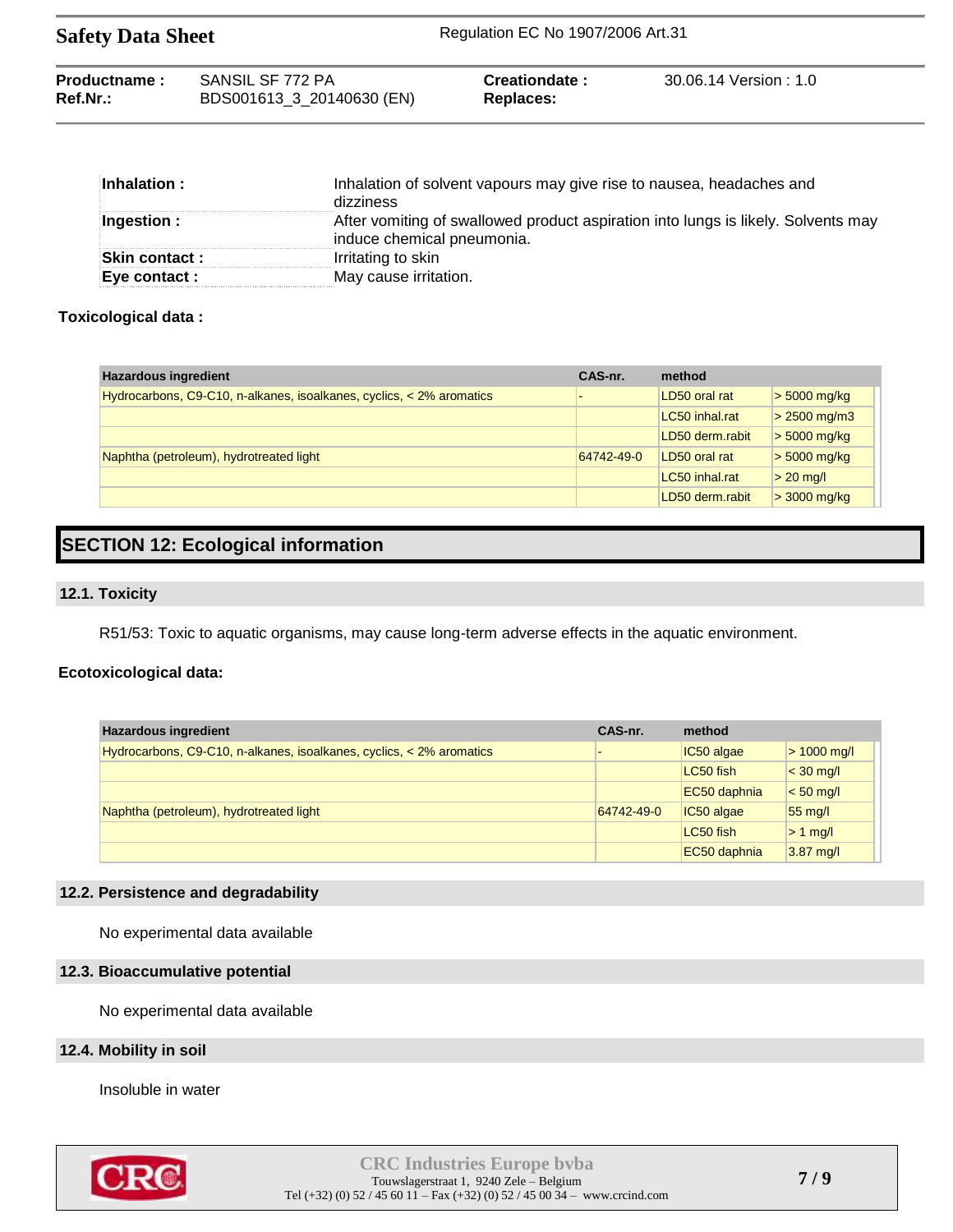| | |
|---|---|
| **Inhalation :** | Inhalation of solvent vapours may give rise to nausea, headaches and dizziness |
| **Ingestion :** | After vomiting of swallowed product aspiration into lungs is likely. Solvents may induce chemical pneumonia. |
| **Skin contact :** | Irritating to skin |
| **Eye contact :** | May cause irritation. |

**Toxicological data :**

| Hazardous ingredient | CAS-nr. | method | |
|---|---|---|---|
| Hydrocarbons, C9-C10, n-alkanes, isoalkanes, cyclics, < 2% aromatics | - | LD50 oral rat | > 5000 mg/kg |
| | | LC50 inhal.rat | > 2500 mg/m3 |
| | | LD50 derm.rabit | > 5000 mg/kg |
| Naphtha (petroleum), hydrotreated light | 64742-49-0 | LD50 oral rat | > 5000 mg/kg |
| | | LC50 inhal.rat | > 20 mg/l |
| | | LD50 derm.rabit | > 3000 mg/kg |

# SECTION 12: Ecological information

## 12.1. Toxicity

R51/53: Toxic to aquatic organisms, may cause long-term adverse effects in the aquatic environment.

**Ecotoxicological data:**

| Hazardous ingredient | CAS-nr. | method | |
|---|---|---|---|
| Hydrocarbons, C9-C10, n-alkanes, isoalkanes, cyclics, < 2% aromatics | - | IC50 algae | > 1000 mg/l |
| | | LC50 fish | < 30 mg/l |
| | | EC50 daphnia | < 50 mg/l |
| Naphtha (petroleum), hydrotreated light | 64742-49-0 | IC50 algae | 55 mg/l |
| | | LC50 fish | > 1 mg/l |
| | | EC50 daphnia | 3.87 mg/l |

## 12.2. Persistence and degradability

No experimental data available

## 12.3. Bioaccumulative potential

No experimental data available

## 12.4. Mobility in soil

Insoluble in water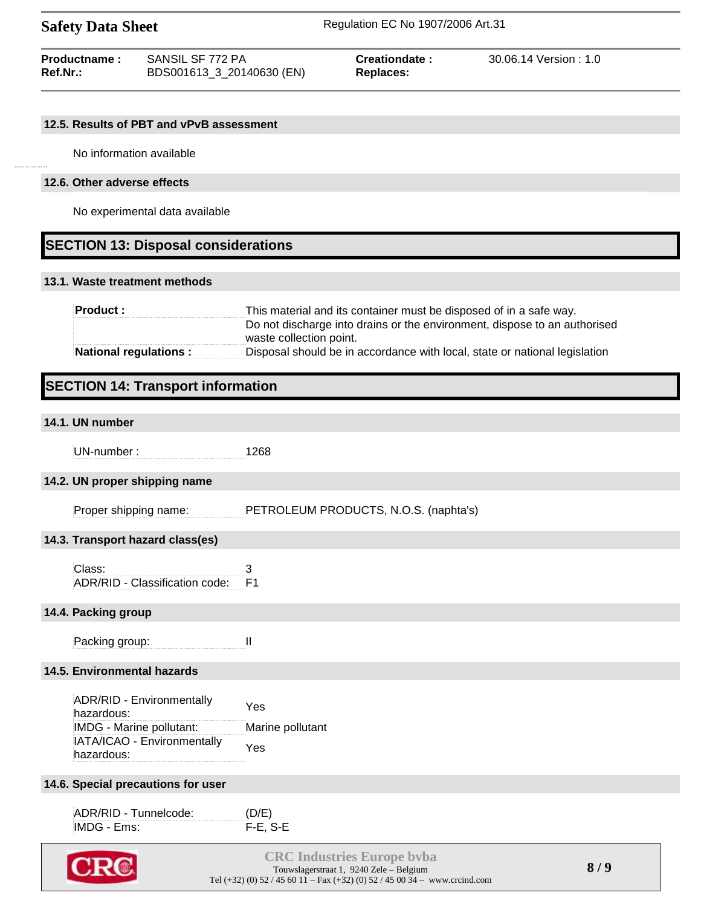### 12.5. Results of PBT and vPvB assessment

No information available

### 12.6. Other adverse effects

No experimental data available

## SECTION 13: Disposal considerations

### 13.1. Waste treatment methods

| | |
|---|---|
| **Product :** | This material and its container must be disposed of in a safe way. Do not discharge into drains or the environment, dispose to an authorised waste collection point. |
| **National regulations :** | Disposal should be in accordance with local, state or national legislation |

## SECTION 14: Transport information

### 14.1. UN number

| | |
|---|---|
| UN-number : | 1268 |

### 14.2. UN proper shipping name

| | |
|---|---|
| Proper shipping name: | PETROLEUM PRODUCTS, N.O.S. (naphta's) |

### 14.3. Transport hazard class(es)

| | |
|---|---|
| Class: | 3 |
| ADR/RID - Classification code: | F1 |

### 14.4. Packing group

| | |
|---|---|
| Packing group: | II |

### 14.5. Environmental hazards

| | |
|---|---|
| ADR/RID - Environmentally hazardous: | Yes |
| IMDG - Marine pollutant: | Marine pollutant |
| IATA/ICAO - Environmentally hazardous: | Yes |

### 14.6. Special precautions for user

| | |
|---|---|
| ADR/RID - Tunnelcode: | (D/E) |
| IMDG - Ems: | F-E, S-E |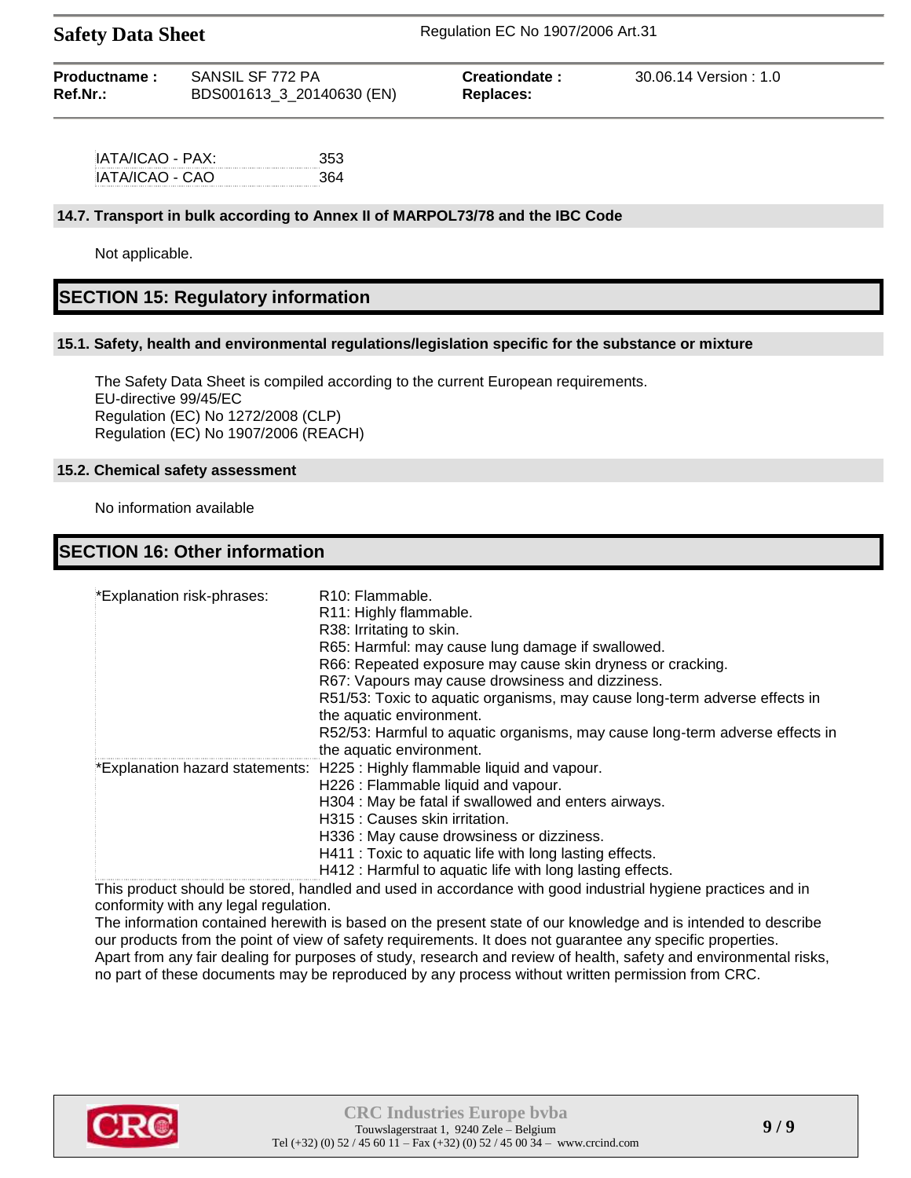| | |
|---|---|
| IATA/ICAO - PAX: | 353 |
| IATA/ICAO - CAO | 364 |

### 14.7. Transport in bulk according to Annex II of MARPOL73/78 and the IBC Code

Not applicable.

## SECTION 15: Regulatory information

### 15.1. Safety, health and environmental regulations/legislation specific for the substance or mixture

The Safety Data Sheet is compiled according to the current European requirements.
EU-directive 99/45/EC
Regulation (EC) No 1272/2008 (CLP)
Regulation (EC) No 1907/2006 (REACH)

### 15.2. Chemical safety assessment

No information available

## SECTION 16: Other information

| | |
|---|---|
| *Explanation risk-phrases: | R10: Flammable.<br>R11: Highly flammable.<br>R38: Irritating to skin.<br>R65: Harmful: may cause lung damage if swallowed.<br>R66: Repeated exposure may cause skin dryness or cracking.<br>R67: Vapours may cause drowsiness and dizziness.<br>R51/53: Toxic to aquatic organisms, may cause long-term adverse effects in the aquatic environment.<br>R52/53: Harmful to aquatic organisms, may cause long-term adverse effects in the aquatic environment. |
| *Explanation hazard statements: | H225 : Highly flammable liquid and vapour.<br>H226 : Flammable liquid and vapour.<br>H304 : May be fatal if swallowed and enters airways.<br>H315 : Causes skin irritation.<br>H336 : May cause drowsiness or dizziness.<br>H411 : Toxic to aquatic life with long lasting effects.<br>H412 : Harmful to aquatic life with long lasting effects. |

This product should be stored, handled and used in accordance with good industrial hygiene practices and in conformity with any legal regulation.
The information contained herewith is based on the present state of our knowledge and is intended to describe our products from the point of view of safety requirements. It does not guarantee any specific properties.
Apart from any fair dealing for purposes of study, research and review of health, safety and environmental risks, no part of these documents may be reproduced by any process without written permission from CRC.